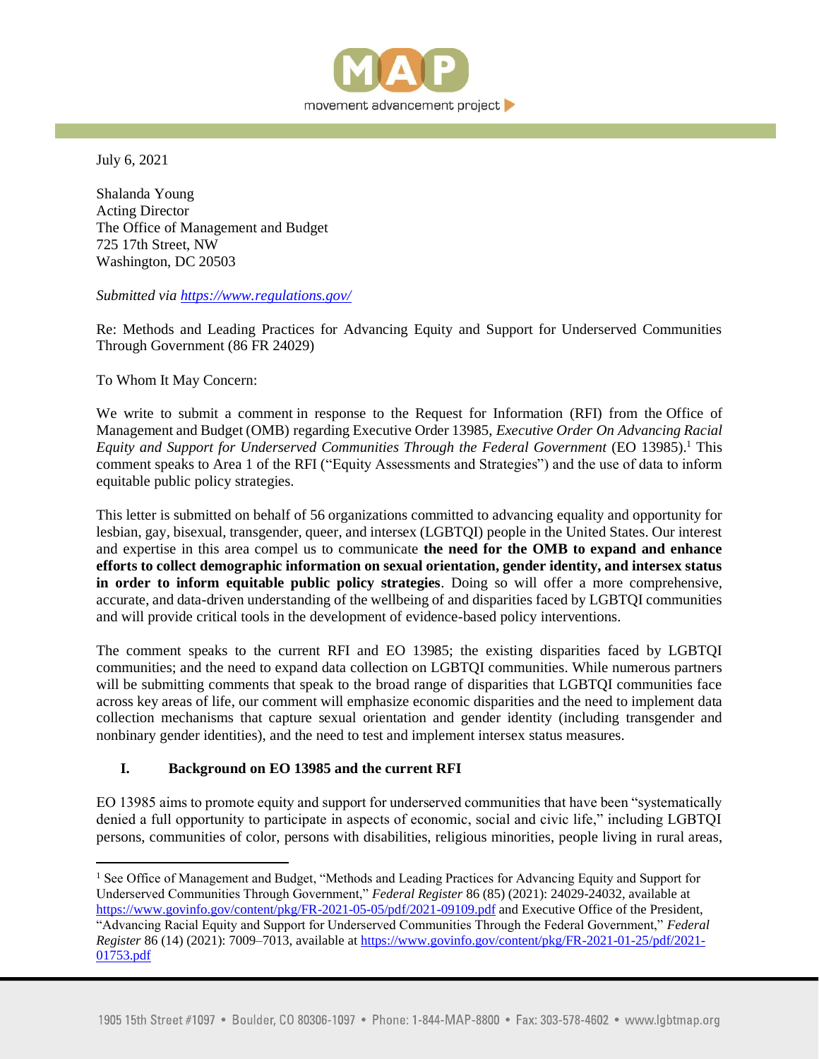July 6, 2021

Shalanda Young
Acting Director
The Office of Management and Budget
725 17th Street, NW
Washington, DC 20503

*Submitted via [https://www.regulations.gov/](https://www.regulations.gov/)*

Re: Methods and Leading Practices for Advancing Equity and Support for Underserved Communities Through Government (86 FR 24029)

To Whom It May Concern:

We write to submit a comment in response to the Request for Information (RFI) from the Office of Management and Budget (OMB) regarding Executive Order 13985, *Executive Order On Advancing Racial Equity and Support for Underserved Communities Through the Federal Government* (EO 13985).[1] This comment speaks to Area 1 of the RFI ("Equity Assessments and Strategies") and the use of data to inform equitable public policy strategies.

This letter is submitted on behalf of 56 organizations committed to advancing equality and opportunity for lesbian, gay, bisexual, transgender, queer, and intersex (LGBTQI) people in the United States. Our interest and expertise in this area compel us to communicate **the need for the OMB to expand and enhance efforts to collect demographic information on sexual orientation, gender identity, and intersex status in order to inform equitable public policy strategies**. Doing so will offer a more comprehensive, accurate, and data-driven understanding of the wellbeing of and disparities faced by LGBTQI communities and will provide critical tools in the development of evidence-based policy interventions.

The comment speaks to the current RFI and EO 13985; the existing disparities faced by LGBTQI communities; and the need to expand data collection on LGBTQI communities. While numerous partners will be submitting comments that speak to the broad range of disparities that LGBTQI communities face across key areas of life, our comment will emphasize economic disparities and the need to implement data collection mechanisms that capture sexual orientation and gender identity (including transgender and nonbinary gender identities), and the need to test and implement intersex status measures.

## I. Background on EO 13985 and the current RFI

EO 13985 aims to promote equity and support for underserved communities that have been "systematically denied a full opportunity to participate in aspects of economic, social and civic life," including LGBTQI persons, communities of color, persons with disabilities, religious minorities, people living in rural areas,

[1] See Office of Management and Budget, "Methods and Leading Practices for Advancing Equity and Support for Underserved Communities Through Government," *Federal Register* 86 (85) (2021): 24029-24032, available at [https://www.govinfo.gov/content/pkg/FR-2021-05-05/pdf/2021-09109.pdf](https://www.govinfo.gov/content/pkg/FR-2021-05-05/pdf/2021-09109.pdf) and Executive Office of the President, "Advancing Racial Equity and Support for Underserved Communities Through the Federal Government," *Federal Register* 86 (14) (2021): 7009–7013, available at [https://www.govinfo.gov/content/pkg/FR-2021-01-25/pdf/2021-01753.pdf](https://www.govinfo.gov/content/pkg/FR-2021-01-25/pdf/2021-01753.pdf)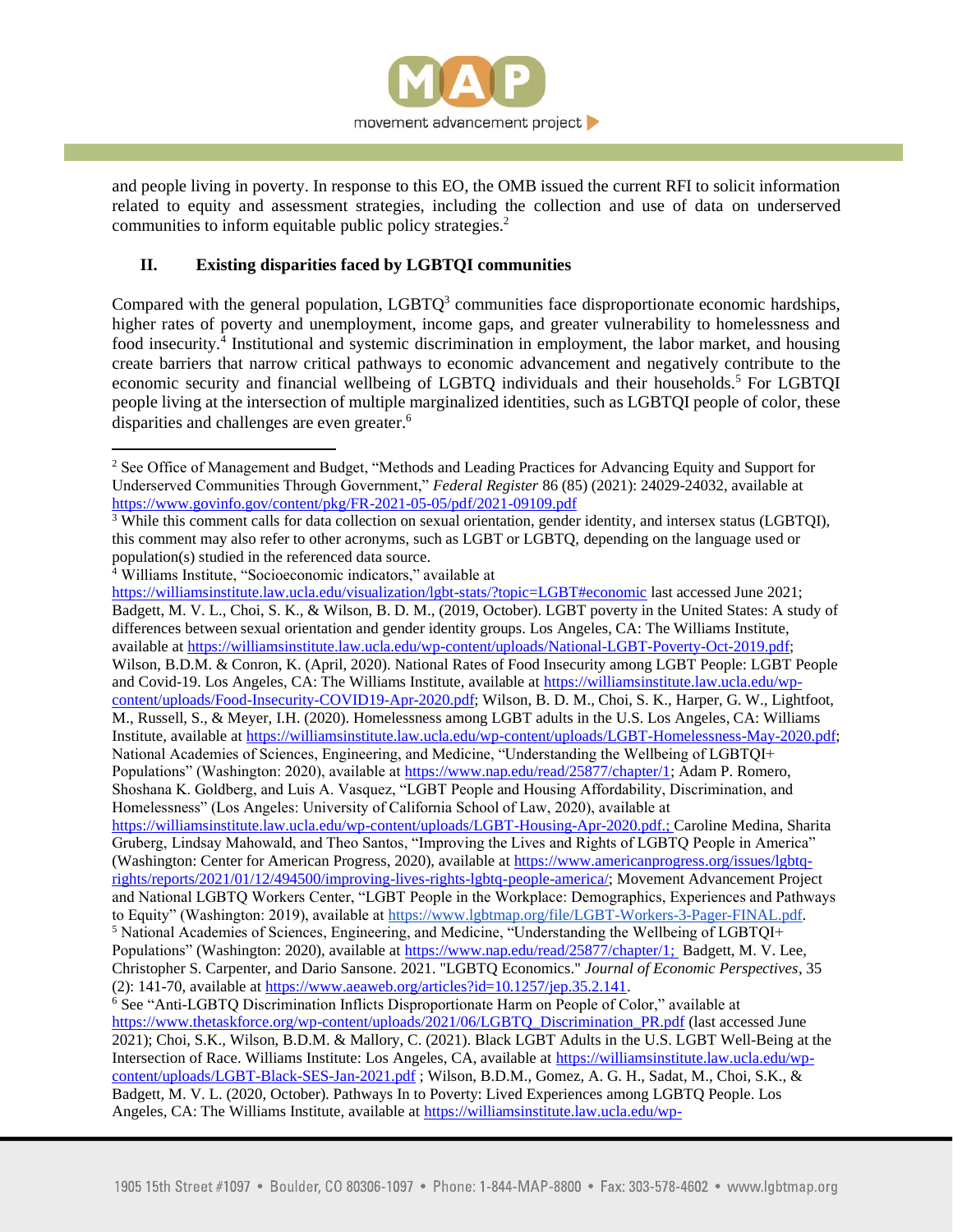and people living in poverty. In response to this EO, the OMB issued the current RFI to solicit information related to equity and assessment strategies, including the collection and use of data on underserved communities to inform equitable public policy strategies.[2]

## II. Existing disparities faced by LGBTQI communities

Compared with the general population, LGBTQ[3] communities face disproportionate economic hardships, higher rates of poverty and unemployment, income gaps, and greater vulnerability to homelessness and food insecurity.[4] Institutional and systemic discrimination in employment, the labor market, and housing create barriers that narrow critical pathways to economic advancement and negatively contribute to the economic security and financial wellbeing of LGBTQ individuals and their households.[5] For LGBTQI people living at the intersection of multiple marginalized identities, such as LGBTQI people of color, these disparities and challenges are even greater.[6]

---

[2] See Office of Management and Budget, "Methods and Leading Practices for Advancing Equity and Support for Underserved Communities Through Government," *Federal Register* 86 (85) (2021): 24029-24032, available at https://www.govinfo.gov/content/pkg/FR-2021-05-05/pdf/2021-09109.pdf

[3] While this comment calls for data collection on sexual orientation, gender identity, and intersex status (LGBTQI), this comment may also refer to other acronyms, such as LGBT or LGBTQ, depending on the language used or population(s) studied in the referenced data source.

[4] Williams Institute, "Socioeconomic indicators," available at https://williamsinstitute.law.ucla.edu/visualization/lgbt-stats/?topic=LGBT#economic last accessed June 2021; Badgett, M. V. L., Choi, S. K., & Wilson, B. D. M., (2019, October). LGBT poverty in the United States: A study of differences between sexual orientation and gender identity groups. Los Angeles, CA: The Williams Institute, available at https://williamsinstitute.law.ucla.edu/wp-content/uploads/National-LGBT-Poverty-Oct-2019.pdf; Wilson, B.D.M. & Conron, K. (April, 2020). National Rates of Food Insecurity among LGBT People: LGBT People and Covid-19. Los Angeles, CA: The Williams Institute, available at https://williamsinstitute.law.ucla.edu/wp-content/uploads/Food-Insecurity-COVID19-Apr-2020.pdf; Wilson, B. D. M., Choi, S. K., Harper, G. W., Lightfoot, M., Russell, S., & Meyer, I.H. (2020). Homelessness among LGBT adults in the U.S. Los Angeles, CA: Williams Institute, available at https://williamsinstitute.law.ucla.edu/wp-content/uploads/LGBT-Homelessness-May-2020.pdf; National Academies of Sciences, Engineering, and Medicine, "Understanding the Wellbeing of LGBTQI+ Populations" (Washington: 2020), available at https://www.nap.edu/read/25877/chapter/1; Adam P. Romero, Shoshana K. Goldberg, and Luis A. Vasquez, "LGBT People and Housing Affordability, Discrimination, and Homelessness" (Los Angeles: University of California School of Law, 2020), available at https://williamsinstitute.law.ucla.edu/wp-content/uploads/LGBT-Housing-Apr-2020.pdf.; Caroline Medina, Sharita Gruberg, Lindsay Mahowald, and Theo Santos, "Improving the Lives and Rights of LGBTQ People in America" (Washington: Center for American Progress, 2020), available at https://www.americanprogress.org/issues/lgbtq-rights/reports/2021/01/12/494500/improving-lives-rights-lgbtq-people-america/; Movement Advancement Project and National LGBTQ Workers Center, "LGBT People in the Workplace: Demographics, Experiences and Pathways to Equity" (Washington: 2019), available at https://www.lgbtmap.org/file/LGBT-Workers-3-Pager-FINAL.pdf.

[5] National Academies of Sciences, Engineering, and Medicine, "Understanding the Wellbeing of LGBTQI+ Populations" (Washington: 2020), available at https://www.nap.edu/read/25877/chapter/1; Badgett, M. V. Lee, Christopher S. Carpenter, and Dario Sansone. 2021. "LGBTQ Economics." *Journal of Economic Perspectives*, 35 (2): 141-70, available at https://www.aeaweb.org/articles?id=10.1257/jep.35.2.141.

[6] See "Anti-LGBTQ Discrimination Inflicts Disproportionate Harm on People of Color," available at https://www.thetaskforce.org/wp-content/uploads/2021/06/LGBTQ_Discrimination_PR.pdf (last accessed June 2021); Choi, S.K., Wilson, B.D.M. & Mallory, C. (2021). Black LGBT Adults in the U.S. LGBT Well-Being at the Intersection of Race. Williams Institute: Los Angeles, CA, available at https://williamsinstitute.law.ucla.edu/wp-content/uploads/LGBT-Black-SES-Jan-2021.pdf ; Wilson, B.D.M., Gomez, A. G. H., Sadat, M., Choi, S.K., & Badgett, M. V. L. (2020, October). Pathways In to Poverty: Lived Experiences among LGBTQ People. Los Angeles, CA: The Williams Institute, available at https://williamsinstitute.law.ucla.edu/wp-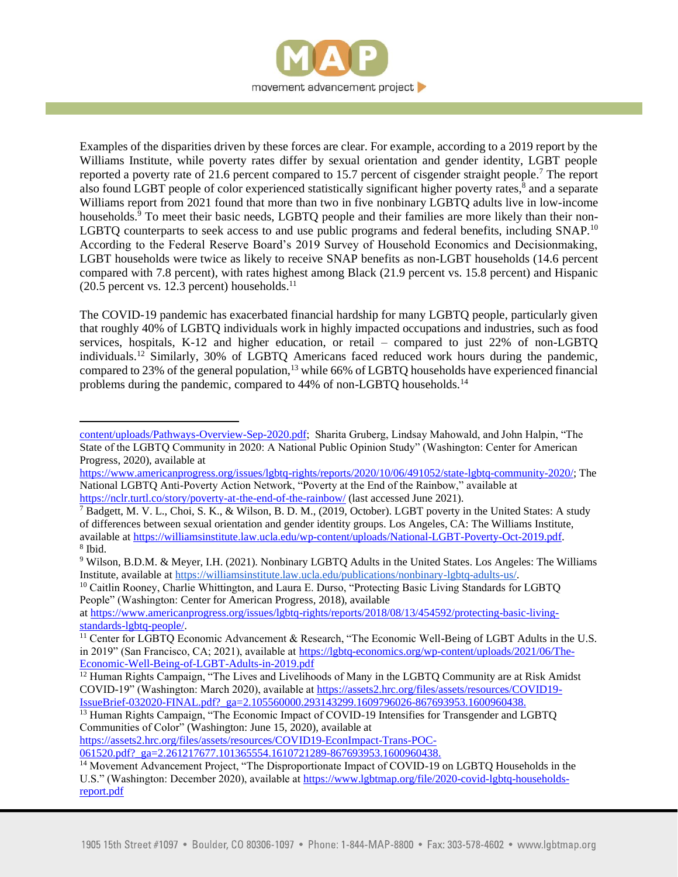Examples of the disparities driven by these forces are clear. For example, according to a 2019 report by the Williams Institute, while poverty rates differ by sexual orientation and gender identity, LGBT people reported a poverty rate of 21.6 percent compared to 15.7 percent of cisgender straight people.[7] The report also found LGBT people of color experienced statistically significant higher poverty rates,[8] and a separate Williams report from 2021 found that more than two in five nonbinary LGBTQ adults live in low-income households.[9] To meet their basic needs, LGBTQ people and their families are more likely than their non-LGBTQ counterparts to seek access to and use public programs and federal benefits, including SNAP.[10] According to the Federal Reserve Board's 2019 Survey of Household Economics and Decisionmaking, LGBT households were twice as likely to receive SNAP benefits as non-LGBT households (14.6 percent compared with 7.8 percent), with rates highest among Black (21.9 percent vs. 15.8 percent) and Hispanic (20.5 percent vs. 12.3 percent) households.[11]

The COVID-19 pandemic has exacerbated financial hardship for many LGBTQ people, particularly given that roughly 40% of LGBTQ individuals work in highly impacted occupations and industries, such as food services, hospitals, K-12 and higher education, or retail – compared to just 22% of non-LGBTQ individuals.[12] Similarly, 30% of LGBTQ Americans faced reduced work hours during the pandemic, compared to 23% of the general population,[13] while 66% of LGBTQ households have experienced financial problems during the pandemic, compared to 44% of non-LGBTQ households.[14]

---

content/uploads/Pathways-Overview-Sep-2020.pdf; Sharita Gruberg, Lindsay Mahowald, and John Halpin, "The State of the LGBTQ Community in 2020: A National Public Opinion Study" (Washington: Center for American Progress, 2020), available at https://www.americanprogress.org/issues/lgbtq-rights/reports/2020/10/06/491052/state-lgbtq-community-2020/; The National LGBTQ Anti-Poverty Action Network, "Poverty at the End of the Rainbow," available at https://nclr.turtl.co/story/poverty-at-the-end-of-the-rainbow/ (last accessed June 2021).

[7] Badgett, M. V. L., Choi, S. K., & Wilson, B. D. M., (2019, October). LGBT poverty in the United States: A study of differences between sexual orientation and gender identity groups. Los Angeles, CA: The Williams Institute, available at https://williamsinstitute.law.ucla.edu/wp-content/uploads/National-LGBT-Poverty-Oct-2019.pdf.

[8] Ibid.

[9] Wilson, B.D.M. & Meyer, I.H. (2021). Nonbinary LGBTQ Adults in the United States. Los Angeles: The Williams Institute, available at https://williamsinstitute.law.ucla.edu/publications/nonbinary-lgbtq-adults-us/.

[10] Caitlin Rooney, Charlie Whittington, and Laura E. Durso, "Protecting Basic Living Standards for LGBTQ People" (Washington: Center for American Progress, 2018), available at https://www.americanprogress.org/issues/lgbtq-rights/reports/2018/08/13/454592/protecting-basic-living-standards-lgbtq-people/.

[11] Center for LGBTQ Economic Advancement & Research, "The Economic Well-Being of LGBT Adults in the U.S. in 2019" (San Francisco, CA; 2021), available at https://lgbtq-economics.org/wp-content/uploads/2021/06/The-Economic-Well-Being-of-LGBT-Adults-in-2019.pdf

[12] Human Rights Campaign, "The Lives and Livelihoods of Many in the LGBTQ Community are at Risk Amidst COVID-19" (Washington: March 2020), available at https://assets2.hrc.org/files/assets/resources/COVID19-IssueBrief-032020-FINAL.pdf?_ga=2.105560000.293143299.1609796026-867693953.1600960438.

[13] Human Rights Campaign, "The Economic Impact of COVID-19 Intensifies for Transgender and LGBTQ Communities of Color" (Washington: June 15, 2020), available at https://assets2.hrc.org/files/assets/resources/COVID19-EconImpact-Trans-POC-061520.pdf?_ga=2.261217677.101365554.1610721289-867693953.1600960438.

[14] Movement Advancement Project, "The Disproportionate Impact of COVID-19 on LGBTQ Households in the U.S." (Washington: December 2020), available at https://www.lgbtmap.org/file/2020-covid-lgbtq-households-report.pdf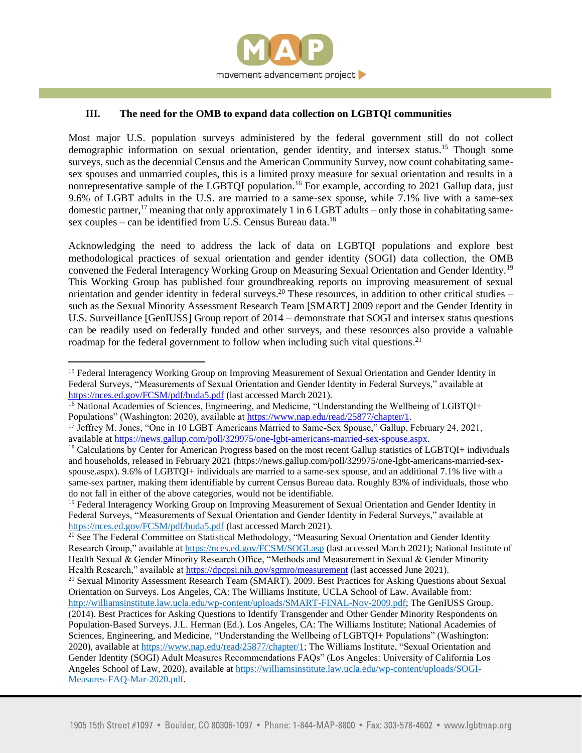### III. The need for the OMB to expand data collection on LGBTQI communities

Most major U.S. population surveys administered by the federal government still do not collect demographic information on sexual orientation, gender identity, and intersex status.[15] Though some surveys, such as the decennial Census and the American Community Survey, now count cohabitating same-sex spouses and unmarried couples, this is a limited proxy measure for sexual orientation and results in a nonrepresentative sample of the LGBTQI population.[16] For example, according to 2021 Gallup data, just 9.6% of LGBT adults in the U.S. are married to a same-sex spouse, while 7.1% live with a same-sex domestic partner,[17] meaning that only approximately 1 in 6 LGBT adults – only those in cohabitating same-sex couples – can be identified from U.S. Census Bureau data.[18]

Acknowledging the need to address the lack of data on LGBTQI populations and explore best methodological practices of sexual orientation and gender identity (SOGI) data collection, the OMB convened the Federal Interagency Working Group on Measuring Sexual Orientation and Gender Identity.[19] This Working Group has published four groundbreaking reports on improving measurement of sexual orientation and gender identity in federal surveys.[20] These resources, in addition to other critical studies – such as the Sexual Minority Assessment Research Team [SMART] 2009 report and the Gender Identity in U.S. Surveillance [GenIUSS] Group report of 2014 – demonstrate that SOGI and intersex status questions can be readily used on federally funded and other surveys, and these resources also provide a valuable roadmap for the federal government to follow when including such vital questions.[21]

---

[15] Federal Interagency Working Group on Improving Measurement of Sexual Orientation and Gender Identity in Federal Surveys, "Measurements of Sexual Orientation and Gender Identity in Federal Surveys," available at https://nces.ed.gov/FCSM/pdf/buda5.pdf (last accessed March 2021).

[16] National Academies of Sciences, Engineering, and Medicine, "Understanding the Wellbeing of LGBTQI+ Populations" (Washington: 2020), available at https://www.nap.edu/read/25877/chapter/1.

[17] Jeffrey M. Jones, "One in 10 LGBT Americans Married to Same-Sex Spouse," Gallup, February 24, 2021, available at https://news.gallup.com/poll/329975/one-lgbt-americans-married-sex-spouse.aspx.

[18] Calculations by Center for American Progress based on the most recent Gallup statistics of LGBTQI+ individuals and households, released in February 2021 (https://news.gallup.com/poll/329975/one-lgbt-americans-married-sex-spouse.aspx). 9.6% of LGBTQI+ individuals are married to a same-sex spouse, and an additional 7.1% live with a same-sex partner, making them identifiable by current Census Bureau data. Roughly 83% of individuals, those who do not fall in either of the above categories, would not be identifiable.

[19] Federal Interagency Working Group on Improving Measurement of Sexual Orientation and Gender Identity in Federal Surveys, "Measurements of Sexual Orientation and Gender Identity in Federal Surveys," available at https://nces.ed.gov/FCSM/pdf/buda5.pdf (last accessed March 2021).

[20] See The Federal Committee on Statistical Methodology, "Measuring Sexual Orientation and Gender Identity Research Group," available at https://nces.ed.gov/FCSM/SOGI.asp (last accessed March 2021); National Institute of Health Sexual & Gender Minority Research Office, "Methods and Measurement in Sexual & Gender Minority Health Research," available at https://dpcpsi.nih.gov/sgmro/measurement (last accessed June 2021).

[21] Sexual Minority Assessment Research Team (SMART). 2009. Best Practices for Asking Questions about Sexual Orientation on Surveys. Los Angeles, CA: The Williams Institute, UCLA School of Law. Available from: http://williamsinstitute.law.ucla.edu/wp-content/uploads/SMART-FINAL-Nov-2009.pdf; The GenIUSS Group. (2014). Best Practices for Asking Questions to Identify Transgender and Other Gender Minority Respondents on Population-Based Surveys. J.L. Herman (Ed.). Los Angeles, CA: The Williams Institute; National Academies of Sciences, Engineering, and Medicine, "Understanding the Wellbeing of LGBTQI+ Populations" (Washington: 2020), available at https://www.nap.edu/read/25877/chapter/1; The Williams Institute, "Sexual Orientation and Gender Identity (SOGI) Adult Measures Recommendations FAQs" (Los Angeles: University of California Los Angeles School of Law, 2020), available at https://williamsinstitute.law.ucla.edu/wp-content/uploads/SOGI-Measures-FAQ-Mar-2020.pdf.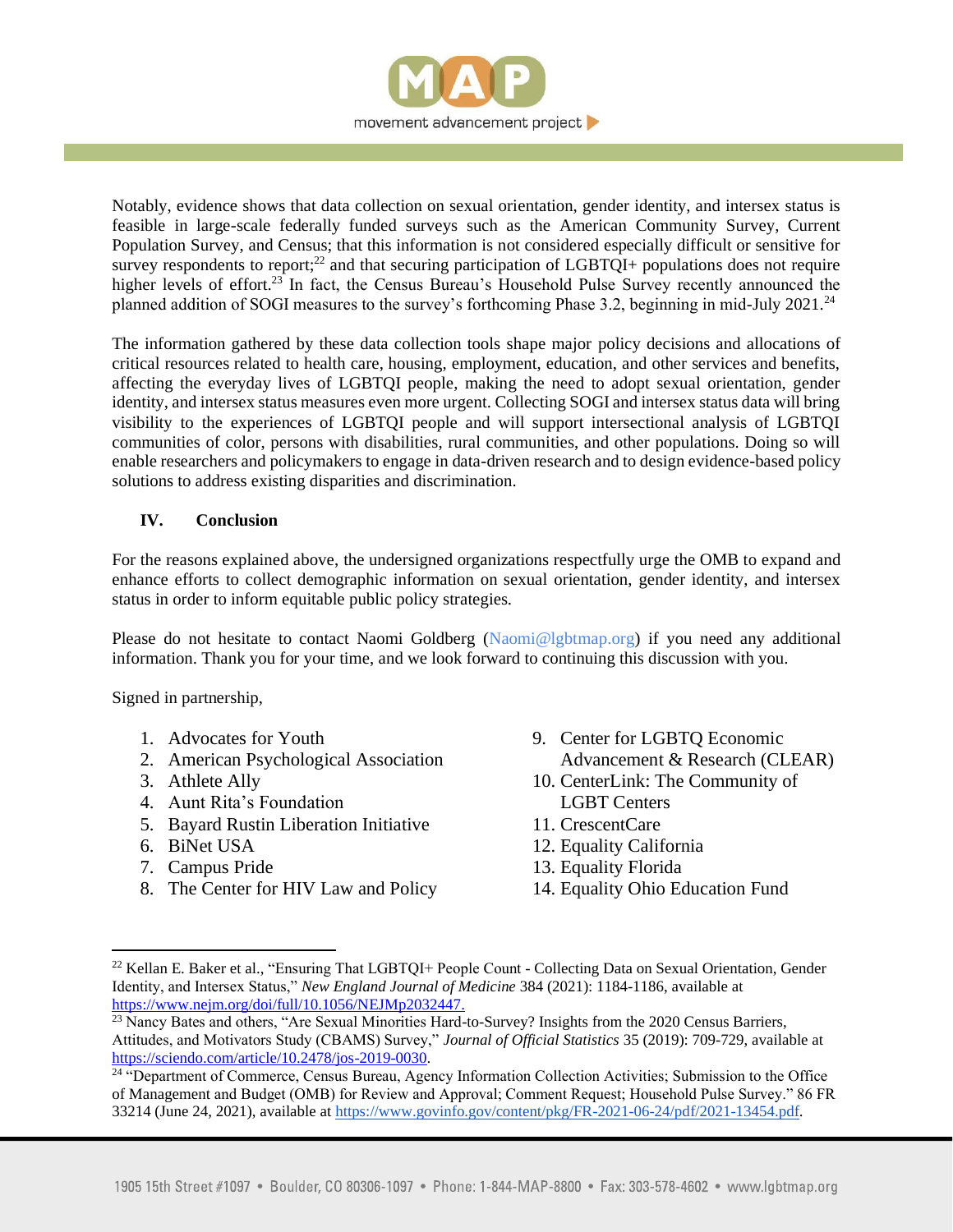Notably, evidence shows that data collection on sexual orientation, gender identity, and intersex status is feasible in large-scale federally funded surveys such as the American Community Survey, Current Population Survey, and Census; that this information is not considered especially difficult or sensitive for survey respondents to report;[22] and that securing participation of LGBTQI+ populations does not require higher levels of effort.[23] In fact, the Census Bureau's Household Pulse Survey recently announced the planned addition of SOGI measures to the survey's forthcoming Phase 3.2, beginning in mid-July 2021.[24]

The information gathered by these data collection tools shape major policy decisions and allocations of critical resources related to health care, housing, employment, education, and other services and benefits, affecting the everyday lives of LGBTQI people, making the need to adopt sexual orientation, gender identity, and intersex status measures even more urgent. Collecting SOGI and intersex status data will bring visibility to the experiences of LGBTQI people and will support intersectional analysis of LGBTQI communities of color, persons with disabilities, rural communities, and other populations. Doing so will enable researchers and policymakers to engage in data-driven research and to design evidence-based policy solutions to address existing disparities and discrimination.

## IV. Conclusion

For the reasons explained above, the undersigned organizations respectfully urge the OMB to expand and enhance efforts to collect demographic information on sexual orientation, gender identity, and intersex status in order to inform equitable public policy strategies.

Please do not hesitate to contact Naomi Goldberg (Naomi@lgbtmap.org) if you need any additional information. Thank you for your time, and we look forward to continuing this discussion with you.

Signed in partnership,

1. Advocates for Youth
2. American Psychological Association
3. Athlete Ally
4. Aunt Rita's Foundation
5. Bayard Rustin Liberation Initiative
6. BiNet USA
7. Campus Pride
8. The Center for HIV Law and Policy
9. Center for LGBTQ Economic Advancement & Research (CLEAR)
10. CenterLink: The Community of LGBT Centers
11. CrescentCare
12. Equality California
13. Equality Florida
14. Equality Ohio Education Fund

---

[22] Kellan E. Baker et al., "Ensuring That LGBTQI+ People Count - Collecting Data on Sexual Orientation, Gender Identity, and Intersex Status," *New England Journal of Medicine* 384 (2021): 1184-1186, available at https://www.nejm.org/doi/full/10.1056/NEJMp2032447.

[23] Nancy Bates and others, "Are Sexual Minorities Hard-to-Survey? Insights from the 2020 Census Barriers, Attitudes, and Motivators Study (CBAMS) Survey," *Journal of Official Statistics* 35 (2019): 709-729, available at https://sciendo.com/article/10.2478/jos-2019-0030.

[24] "Department of Commerce, Census Bureau, Agency Information Collection Activities; Submission to the Office of Management and Budget (OMB) for Review and Approval; Comment Request; Household Pulse Survey." 86 FR 33214 (June 24, 2021), available at https://www.govinfo.gov/content/pkg/FR-2021-06-24/pdf/2021-13454.pdf.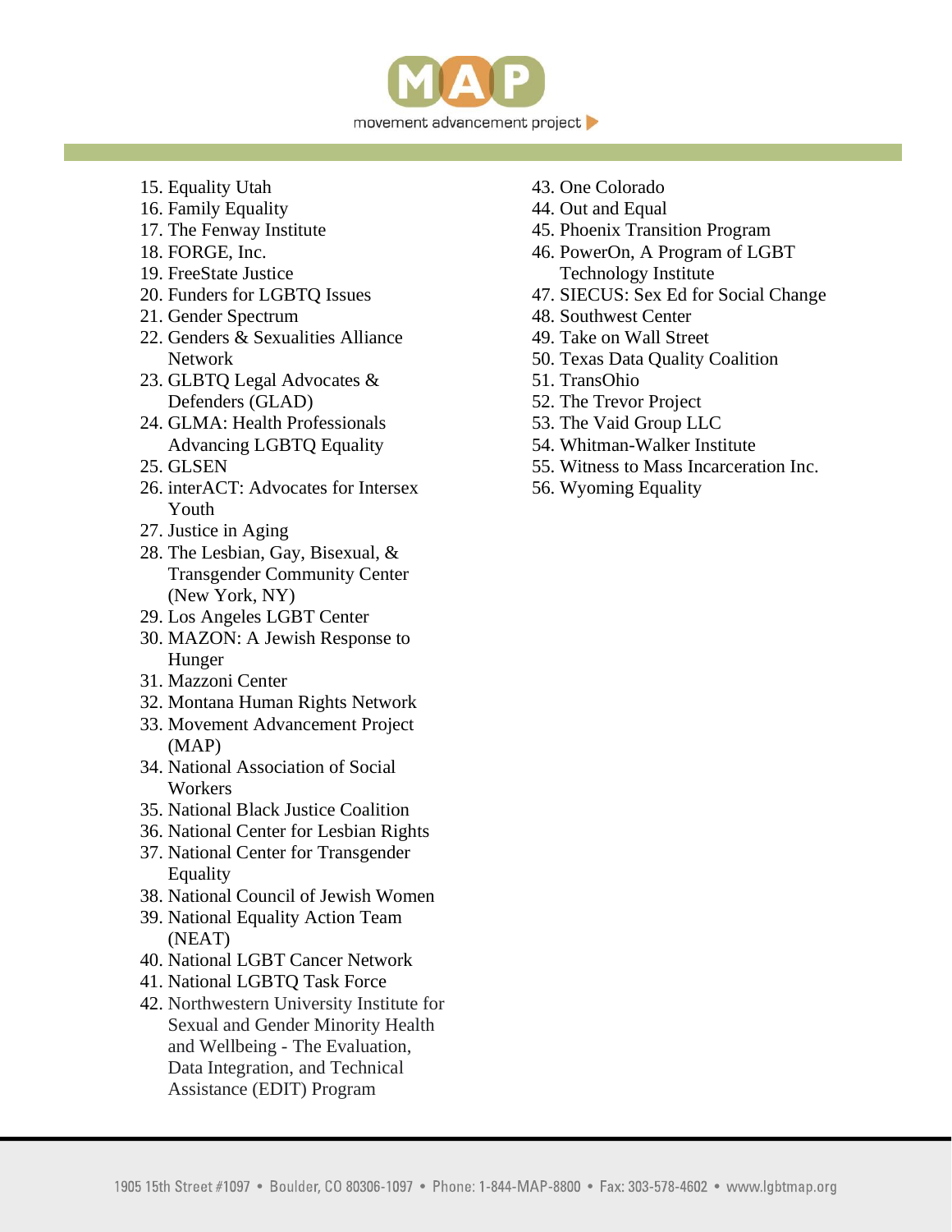15. Equality Utah
16. Family Equality
17. The Fenway Institute
18. FORGE, Inc.
19. FreeState Justice
20. Funders for LGBTQ Issues
21. Gender Spectrum
22. Genders & Sexualities Alliance Network
23. GLBTQ Legal Advocates & Defenders (GLAD)
24. GLMA: Health Professionals Advancing LGBTQ Equality
25. GLSEN
26. interACT: Advocates for Intersex Youth
27. Justice in Aging
28. The Lesbian, Gay, Bisexual, & Transgender Community Center (New York, NY)
29. Los Angeles LGBT Center
30. MAZON: A Jewish Response to Hunger
31. Mazzoni Center
32. Montana Human Rights Network
33. Movement Advancement Project (MAP)
34. National Association of Social Workers
35. National Black Justice Coalition
36. National Center for Lesbian Rights
37. National Center for Transgender Equality
38. National Council of Jewish Women
39. National Equality Action Team (NEAT)
40. National LGBT Cancer Network
41. National LGBTQ Task Force
42. Northwestern University Institute for Sexual and Gender Minority Health and Wellbeing - The Evaluation, Data Integration, and Technical Assistance (EDIT) Program
43. One Colorado
44. Out and Equal
45. Phoenix Transition Program
46. PowerOn, A Program of LGBT Technology Institute
47. SIECUS: Sex Ed for Social Change
48. Southwest Center
49. Take on Wall Street
50. Texas Data Quality Coalition
51. TransOhio
52. The Trevor Project
53. The Vaid Group LLC
54. Whitman-Walker Institute
55. Witness to Mass Incarceration Inc.
56. Wyoming Equality